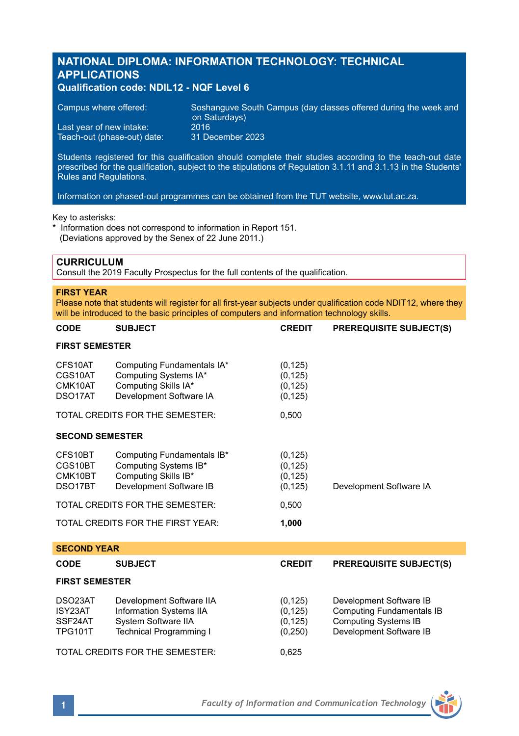# NATIONAL DIPLOMA: INFORMATION TECHNOLOGY: TECHNICAL APPLICATIONS

**Qualification code: NDIL12 - NQF Level 6**

| | |
|---|---|
| Campus where offered: | Soshanguve South Campus (day classes offered during the week and on Saturdays) |
| Last year of new intake: | 2016 |
| Teach-out (phase-out) date: | 31 December 2023 |

Students registered for this qualification should complete their studies according to the teach-out date prescribed for the qualification, subject to the stipulations of Regulation 3.1.11 and 3.1.13 in the Students' Rules and Regulations.

Information on phased-out programmes can be obtained from the TUT website, www.tut.ac.za.

Key to asterisks:
* Information does not correspond to information in Report 151.
 (Deviations approved by the Senex of 22 June 2011.)

## CURRICULUM

Consult the 2019 Faculty Prospectus for the full contents of the qualification.

### FIRST YEAR

Please note that students will register for all first-year subjects under qualification code NDIT12, where they will be introduced to the basic principles of computers and information technology skills.

| CODE | SUBJECT | CREDIT | PREREQUISITE SUBJECT(S) |
|---|---|---|---|
| **FIRST SEMESTER** | | | |
| CFS10AT | Computing Fundamentals IA* | (0,125) | |
| CGS10AT | Computing Systems IA* | (0,125) | |
| CMK10AT | Computing Skills IA* | (0,125) | |
| DSO17AT | Development Software IA | (0,125) | |
| TOTAL CREDITS FOR THE SEMESTER: | | 0,500 | |
| **SECOND SEMESTER** | | | |
| CFS10BT | Computing Fundamentals IB* | (0,125) | |
| CGS10BT | Computing Systems IB* | (0,125) | |
| CMK10BT | Computing Skills IB* | (0,125) | |
| DSO17BT | Development Software IB | (0,125) | Development Software IA |
| TOTAL CREDITS FOR THE SEMESTER: | | 0,500 | |
| TOTAL CREDITS FOR THE FIRST YEAR: | | **1,000** | |

### SECOND YEAR

| CODE | SUBJECT | CREDIT | PREREQUISITE SUBJECT(S) |
|---|---|---|---|
| **FIRST SEMESTER** | | | |
| DSO23AT | Development Software IIA | (0,125) | Development Software IB |
| ISY23AT | Information Systems IIA | (0,125) | Computing Fundamentals IB |
| SSF24AT | System Software IIA | (0,125) | Computing Systems IB |
| TPG101T | Technical Programming I | (0,250) | Development Software IB |
| TOTAL CREDITS FOR THE SEMESTER: | | 0,625 | |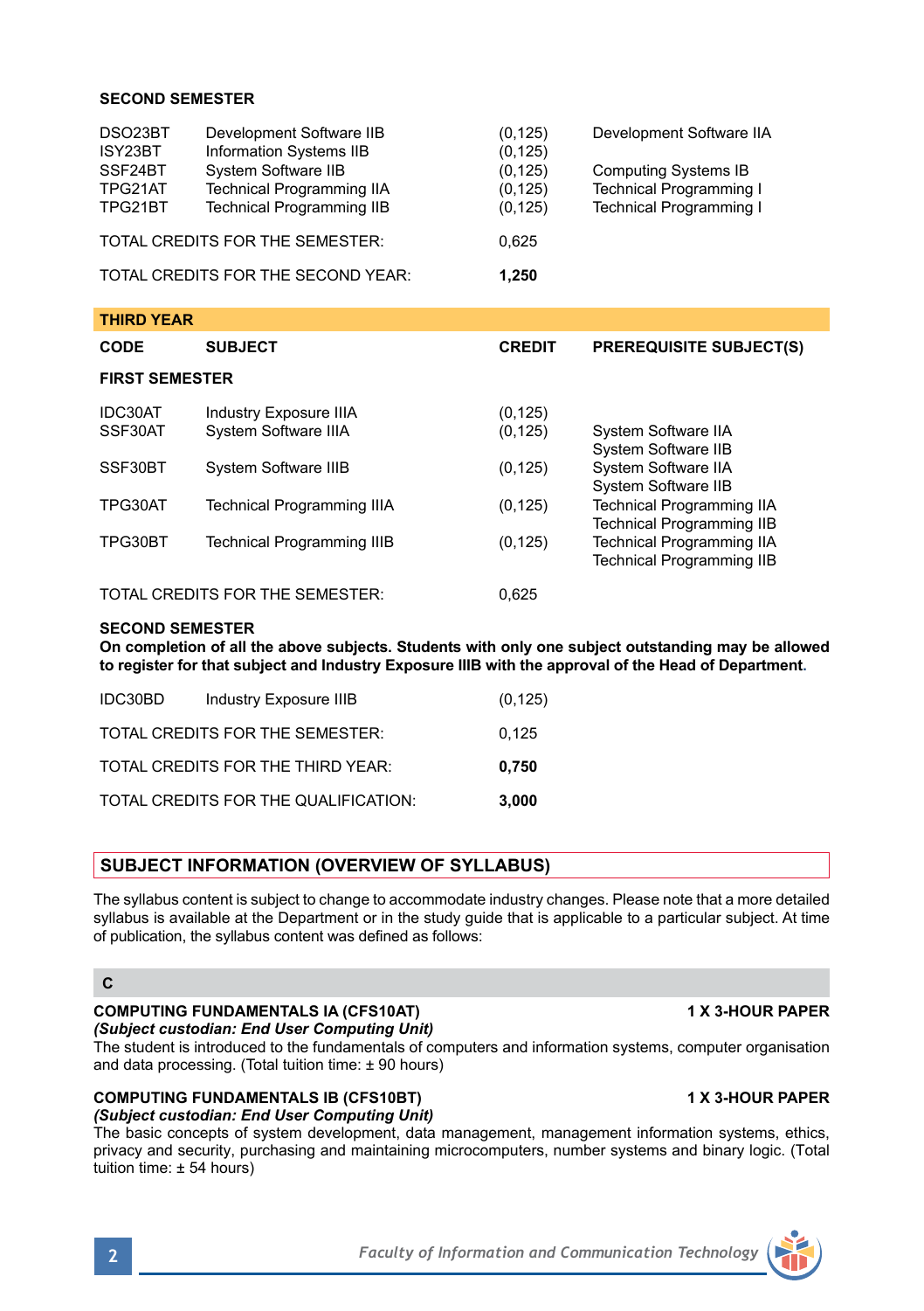**SECOND SEMESTER**

| CODE | SUBJECT | CREDIT | PREREQUISITE SUBJECT(S) |
|---|---|---|---|
| DSO23BT | Development Software IIB | (0,125) | Development Software IIA |
| ISY23BT | Information Systems IIB | (0,125) | |
| SSF24BT | System Software IIB | (0,125) | Computing Systems IB |
| TPG21AT | Technical Programming IIA | (0,125) | Technical Programming I |
| TPG21BT | Technical Programming IIB | (0,125) | Technical Programming I |
| TOTAL CREDITS FOR THE SEMESTER: | | 0,625 | |
| TOTAL CREDITS FOR THE SECOND YEAR: | | **1,250** | |

## THIRD YEAR

| CODE | SUBJECT | CREDIT | PREREQUISITE SUBJECT(S) |
|---|---|---|---|
| **FIRST SEMESTER** | | | |
| IDC30AT | Industry Exposure IIIA | (0,125) | |
| SSF30AT | System Software IIIA | (0,125) | System Software IIA<br>System Software IIB |
| SSF30BT | System Software IIIB | (0,125) | System Software IIA<br>System Software IIB |
| TPG30AT | Technical Programming IIIA | (0,125) | Technical Programming IIA<br>Technical Programming IIB |
| TPG30BT | Technical Programming IIIB | (0,125) | Technical Programming IIA<br>Technical Programming IIB |
| TOTAL CREDITS FOR THE SEMESTER: | | 0,625 | |

**SECOND SEMESTER**

**On completion of all the above subjects. Students with only one subject outstanding may be allowed to register for that subject and Industry Exposure IIIB with the approval of the Head of Department.**

| CODE | SUBJECT | CREDIT |
|---|---|---|
| IDC30BD | Industry Exposure IIIB | (0,125) |
| TOTAL CREDITS FOR THE SEMESTER: | | 0,125 |
| TOTAL CREDITS FOR THE THIRD YEAR: | | **0,750** |
| TOTAL CREDITS FOR THE QUALIFICATION: | | **3,000** |

## SUBJECT INFORMATION (OVERVIEW OF SYLLABUS)

The syllabus content is subject to change to accommodate industry changes. Please note that a more detailed syllabus is available at the Department or in the study guide that is applicable to a particular subject. At time of publication, the syllabus content was defined as follows:

### C

**COMPUTING FUNDAMENTALS IA (CFS10AT)** **1 X 3-HOUR PAPER**
***(Subject custodian: End User Computing Unit)***
The student is introduced to the fundamentals of computers and information systems, computer organisation and data processing. (Total tuition time: ± 90 hours)

**COMPUTING FUNDAMENTALS IB (CFS10BT)** **1 X 3-HOUR PAPER**
***(Subject custodian: End User Computing Unit)***
The basic concepts of system development, data management, management information systems, ethics, privacy and security, purchasing and maintaining microcomputers, number systems and binary logic. (Total tuition time: ± 54 hours)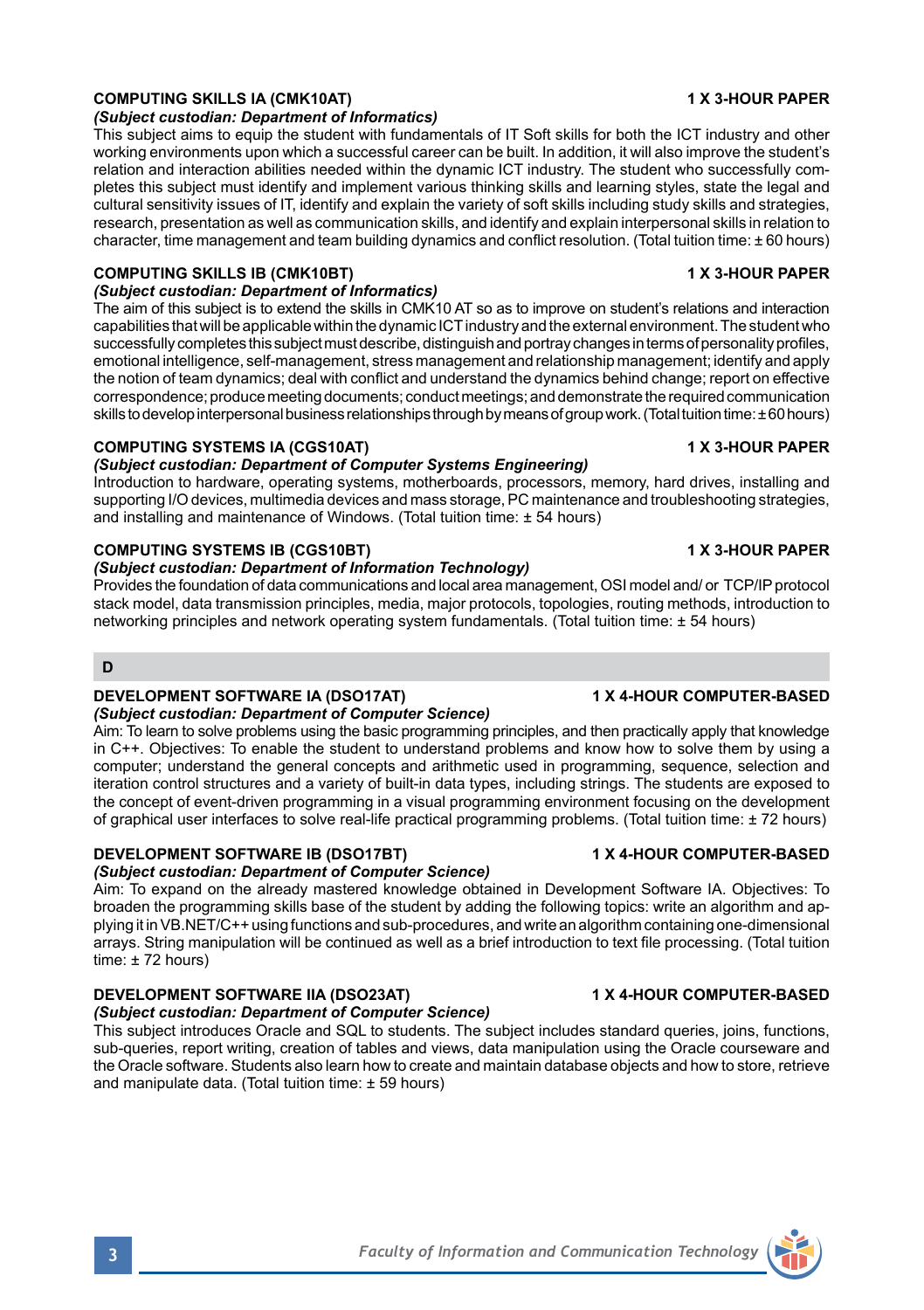### COMPUTING SKILLS IA (CMK10AT) — 1 X 3-HOUR PAPER

*(Subject custodian: Department of Informatics)*

This subject aims to equip the student with fundamentals of IT Soft skills for both the ICT industry and other working environments upon which a successful career can be built. In addition, it will also improve the student's relation and interaction abilities needed within the dynamic ICT industry. The student who successfully completes this subject must identify and implement various thinking skills and learning styles, state the legal and cultural sensitivity issues of IT, identify and explain the variety of soft skills including study skills and strategies, research, presentation as well as communication skills, and identify and explain interpersonal skills in relation to character, time management and team building dynamics and conflict resolution. (Total tuition time: ± 60 hours)

### COMPUTING SKILLS IB (CMK10BT) — 1 X 3-HOUR PAPER

*(Subject custodian: Department of Informatics)*

The aim of this subject is to extend the skills in CMK10 AT so as to improve on student's relations and interaction capabilities that will be applicable within the dynamic ICT industry and the external environment. The student who successfully completes this subject must describe, distinguish and portray changes in terms of personality profiles, emotional intelligence, self-management, stress management and relationship management; identify and apply the notion of team dynamics; deal with conflict and understand the dynamics behind change; report on effective correspondence; produce meeting documents; conduct meetings; and demonstrate the required communication skills to develop interpersonal business relationships through by means of group work. (Total tuition time: ± 60 hours)

### COMPUTING SYSTEMS IA (CGS10AT) — 1 X 3-HOUR PAPER

*(Subject custodian: Department of Computer Systems Engineering)*

Introduction to hardware, operating systems, motherboards, processors, memory, hard drives, installing and supporting I/O devices, multimedia devices and mass storage, PC maintenance and troubleshooting strategies, and installing and maintenance of Windows. (Total tuition time: ± 54 hours)

### COMPUTING SYSTEMS IB (CGS10BT) — 1 X 3-HOUR PAPER

*(Subject custodian: Department of Information Technology)*

Provides the foundation of data communications and local area management, OSI model and/ or TCP/IP protocol stack model, data transmission principles, media, major protocols, topologies, routing methods, introduction to networking principles and network operating system fundamentals. (Total tuition time: ± 54 hours)

## D

### DEVELOPMENT SOFTWARE IA (DSO17AT) — 1 X 4-HOUR COMPUTER-BASED

*(Subject custodian: Department of Computer Science)*

Aim: To learn to solve problems using the basic programming principles, and then practically apply that knowledge in C++. Objectives: To enable the student to understand problems and know how to solve them by using a computer; understand the general concepts and arithmetic used in programming, sequence, selection and iteration control structures and a variety of built-in data types, including strings. The students are exposed to the concept of event-driven programming in a visual programming environment focusing on the development of graphical user interfaces to solve real-life practical programming problems. (Total tuition time: ± 72 hours)

### DEVELOPMENT SOFTWARE IB (DSO17BT) — 1 X 4-HOUR COMPUTER-BASED

*(Subject custodian: Department of Computer Science)*

Aim: To expand on the already mastered knowledge obtained in Development Software IA. Objectives: To broaden the programming skills base of the student by adding the following topics: write an algorithm and applying it in VB.NET/C++ using functions and sub-procedures, and write an algorithm containing one-dimensional arrays. String manipulation will be continued as well as a brief introduction to text file processing. (Total tuition time: ± 72 hours)

### DEVELOPMENT SOFTWARE IIA (DSO23AT) — 1 X 4-HOUR COMPUTER-BASED

*(Subject custodian: Department of Computer Science)*

This subject introduces Oracle and SQL to students. The subject includes standard queries, joins, functions, sub-queries, report writing, creation of tables and views, data manipulation using the Oracle courseware and the Oracle software. Students also learn how to create and maintain database objects and how to store, retrieve and manipulate data. (Total tuition time: ± 59 hours)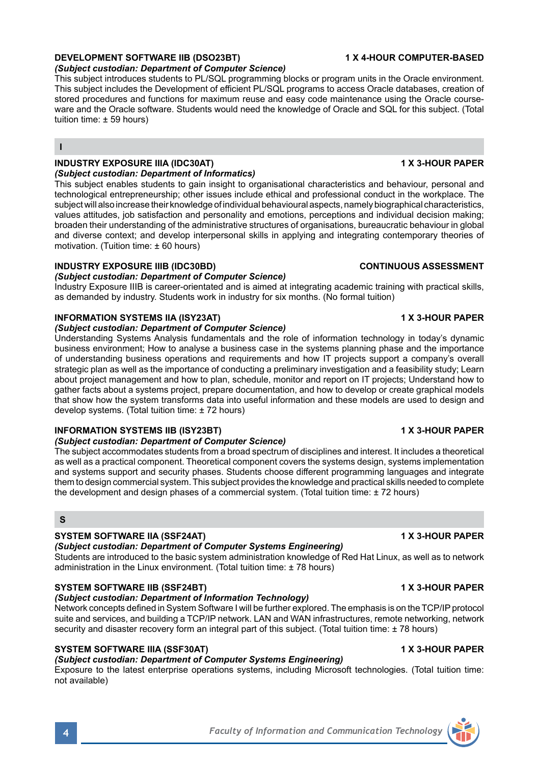**DEVELOPMENT SOFTWARE IIB (DSO23BT)** **1 X 4-HOUR COMPUTER-BASED**
***(Subject custodian: Department of Computer Science)***
This subject introduces students to PL/SQL programming blocks or program units in the Oracle environment. This subject includes the Development of efficient PL/SQL programs to access Oracle databases, creation of stored procedures and functions for maximum reuse and easy code maintenance using the Oracle course-ware and the Oracle software. Students would need the knowledge of Oracle and SQL for this subject. (Total tuition time: ± 59 hours)

## I

**INDUSTRY EXPOSURE IIIA (IDC30AT)** **1 X 3-HOUR PAPER**
***(Subject custodian: Department of Informatics)***
This subject enables students to gain insight to organisational characteristics and behaviour, personal and technological entrepreneurship; other issues include ethical and professional conduct in the workplace. The subject will also increase their knowledge of individual behavioural aspects, namely biographical characteristics, values attitudes, job satisfaction and personality and emotions, perceptions and individual decision making; broaden their understanding of the administrative structures of organisations, bureaucratic behaviour in global and diverse context; and develop interpersonal skills in applying and integrating contemporary theories of motivation. (Tuition time: ± 60 hours)

**INDUSTRY EXPOSURE IIIB (IDC30BD)** **CONTINUOUS ASSESSMENT**
***(Subject custodian: Department of Computer Science)***
Industry Exposure IIIB is career-orientated and is aimed at integrating academic training with practical skills, as demanded by industry. Students work in industry for six months. (No formal tuition)

**INFORMATION SYSTEMS IIA (ISY23AT)** **1 X 3-HOUR PAPER**
***(Subject custodian: Department of Computer Science)***
Understanding Systems Analysis fundamentals and the role of information technology in today's dynamic business environment; How to analyse a business case in the systems planning phase and the importance of understanding business operations and requirements and how IT projects support a company's overall strategic plan as well as the importance of conducting a preliminary investigation and a feasibility study; Learn about project management and how to plan, schedule, monitor and report on IT projects; Understand how to gather facts about a systems project, prepare documentation, and how to develop or create graphical models that show how the system transforms data into useful information and these models are used to design and develop systems. (Total tuition time: ± 72 hours)

**INFORMATION SYSTEMS IIB (ISY23BT)** **1 X 3-HOUR PAPER**
***(Subject custodian: Department of Computer Science)***
The subject accommodates students from a broad spectrum of disciplines and interest. It includes a theoretical as well as a practical component. Theoretical component covers the systems design, systems implementation and systems support and security phases. Students choose different programming languages and integrate them to design commercial system. This subject provides the knowledge and practical skills needed to complete the development and design phases of a commercial system. (Total tuition time: ± 72 hours)

## S

**SYSTEM SOFTWARE IIA (SSF24AT)** **1 X 3-HOUR PAPER**
***(Subject custodian: Department of Computer Systems Engineering)***
Students are introduced to the basic system administration knowledge of Red Hat Linux, as well as to network administration in the Linux environment. (Total tuition time: ± 78 hours)

**SYSTEM SOFTWARE IIB (SSF24BT)** **1 X 3-HOUR PAPER**
***(Subject custodian: Department of Information Technology)***
Network concepts defined in System Software I will be further explored. The emphasis is on the TCP/IP protocol suite and services, and building a TCP/IP network. LAN and WAN infrastructures, remote networking, network security and disaster recovery form an integral part of this subject. (Total tuition time: ± 78 hours)

**SYSTEM SOFTWARE IIIA (SSF30AT)** **1 X 3-HOUR PAPER**
***(Subject custodian: Department of Computer Systems Engineering)***
Exposure to the latest enterprise operations systems, including Microsoft technologies. (Total tuition time: not available)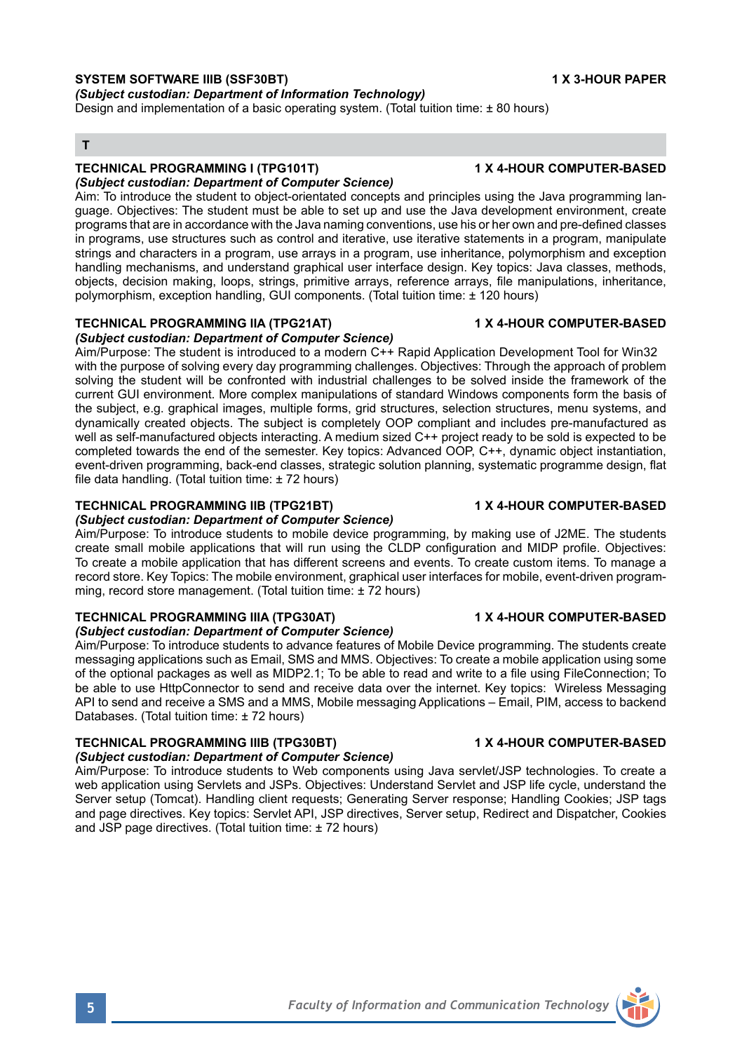**SYSTEM SOFTWARE IIIB (SSF30BT)** **1 X 3-HOUR PAPER**

***(Subject custodian: Department of Information Technology)***

Design and implementation of a basic operating system. (Total tuition time: ± 80 hours)

## T

**TECHNICAL PROGRAMMING I (TPG101T)** **1 X 4-HOUR COMPUTER-BASED**

***(Subject custodian: Department of Computer Science)***

Aim: To introduce the student to object-orientated concepts and principles using the Java programming language. Objectives: The student must be able to set up and use the Java development environment, create programs that are in accordance with the Java naming conventions, use his or her own and pre-defined classes in programs, use structures such as control and iterative, use iterative statements in a program, manipulate strings and characters in a program, use arrays in a program, use inheritance, polymorphism and exception handling mechanisms, and understand graphical user interface design. Key topics: Java classes, methods, objects, decision making, loops, strings, primitive arrays, reference arrays, file manipulations, inheritance, polymorphism, exception handling, GUI components. (Total tuition time: ± 120 hours)

**TECHNICAL PROGRAMMING IIA (TPG21AT)** **1 X 4-HOUR COMPUTER-BASED**

***(Subject custodian: Department of Computer Science)***

Aim/Purpose: The student is introduced to a modern C++ Rapid Application Development Tool for Win32 with the purpose of solving every day programming challenges. Objectives: Through the approach of problem solving the student will be confronted with industrial challenges to be solved inside the framework of the current GUI environment. More complex manipulations of standard Windows components form the basis of the subject, e.g. graphical images, multiple forms, grid structures, selection structures, menu systems, and dynamically created objects. The subject is completely OOP compliant and includes pre-manufactured as well as self-manufactured objects interacting. A medium sized C++ project ready to be sold is expected to be completed towards the end of the semester. Key topics: Advanced OOP, C++, dynamic object instantiation, event-driven programming, back-end classes, strategic solution planning, systematic programme design, flat file data handling. (Total tuition time: ± 72 hours)

**TECHNICAL PROGRAMMING IIB (TPG21BT)** **1 X 4-HOUR COMPUTER-BASED**

***(Subject custodian: Department of Computer Science)***

Aim/Purpose: To introduce students to mobile device programming, by making use of J2ME. The students create small mobile applications that will run using the CLDP configuration and MIDP profile. Objectives: To create a mobile application that has different screens and events. To create custom items. To manage a record store. Key Topics: The mobile environment, graphical user interfaces for mobile, event-driven programming, record store management. (Total tuition time: ± 72 hours)

**TECHNICAL PROGRAMMING IIIA (TPG30AT)** **1 X 4-HOUR COMPUTER-BASED**

***(Subject custodian: Department of Computer Science)***

Aim/Purpose: To introduce students to advance features of Mobile Device programming. The students create messaging applications such as Email, SMS and MMS. Objectives: To create a mobile application using some of the optional packages as well as MIDP2.1; To be able to read and write to a file using FileConnection; To be able to use HttpConnector to send and receive data over the internet. Key topics: Wireless Messaging API to send and receive a SMS and a MMS, Mobile messaging Applications – Email, PIM, access to backend Databases. (Total tuition time: ± 72 hours)

**TECHNICAL PROGRAMMING IIIB (TPG30BT)** **1 X 4-HOUR COMPUTER-BASED**

***(Subject custodian: Department of Computer Science)***

Aim/Purpose: To introduce students to Web components using Java servlet/JSP technologies. To create a web application using Servlets and JSPs. Objectives: Understand Servlet and JSP life cycle, understand the Server setup (Tomcat). Handling client requests; Generating Server response; Handling Cookies; JSP tags and page directives. Key topics: Servlet API, JSP directives, Server setup, Redirect and Dispatcher, Cookies and JSP page directives. (Total tuition time: ± 72 hours)